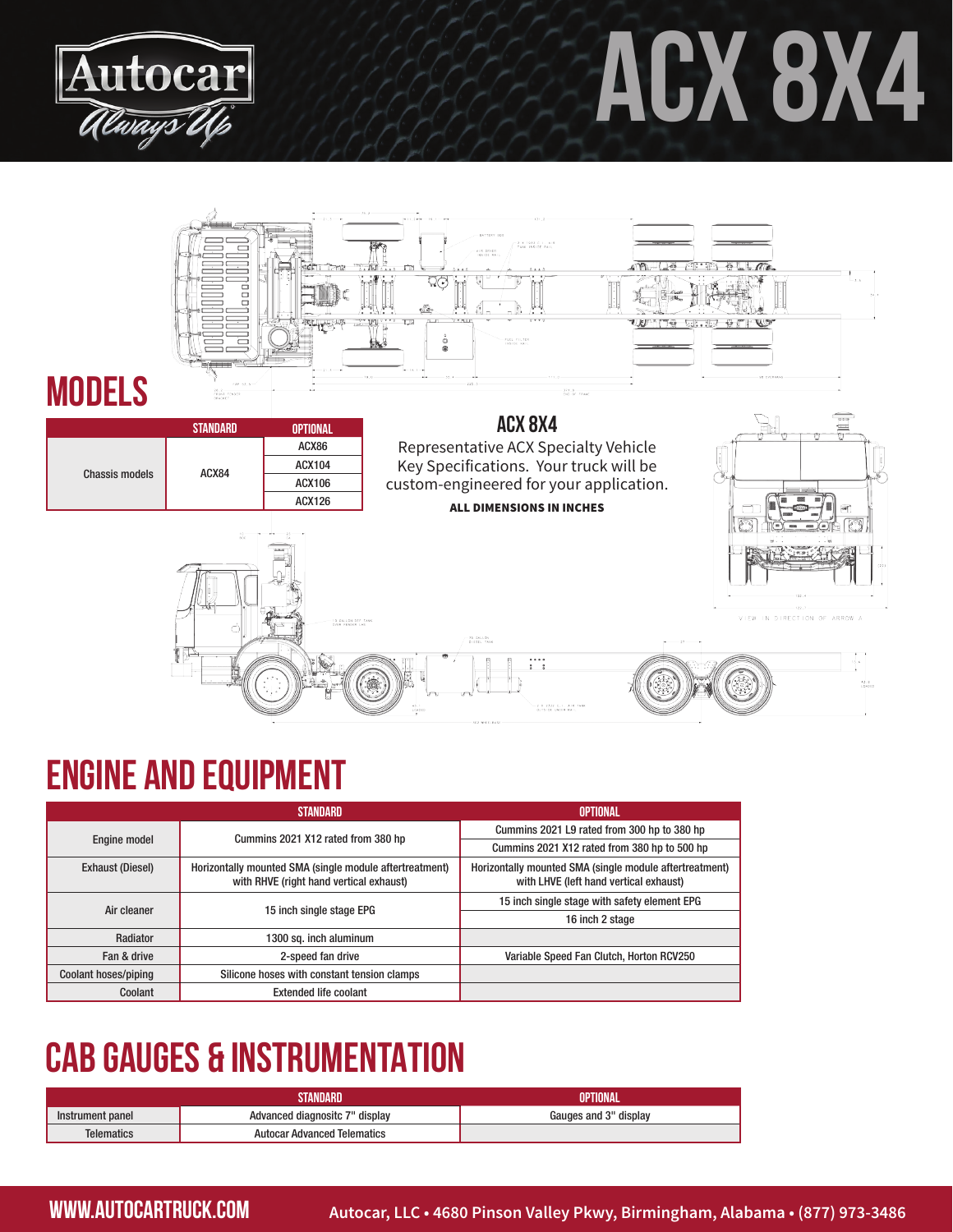# ACX 8X4

## MODELS

| | STANDARD | OPTIONAL |
|---|---|---|
| Chassis models | ACX84 | ACX86 |
| | | ACX104 |
| | | ACX106 |
| | | ACX126 |

### ACX 8X4

Representative ACX Specialty Vehicle Key Specifications. Your truck will be custom-engineered for your application.

**ALL DIMENSIONS IN INCHES**

## ENGINE AND EQUIPMENT

| | STANDARD | OPTIONAL |
|---|---|---|
| Engine model | Cummins 2021 X12 rated from 380 hp | Cummins 2021 L9 rated from 300 hp to 380 hp |
| | | Cummins 2021 X12 rated from 380 hp to 500 hp |
| Exhaust (Diesel) | Horizontally mounted SMA (single module aftertreatment) with RHVE (right hand vertical exhaust) | Horizontally mounted SMA (single module aftertreatment) with LHVE (left hand vertical exhaust) |
| Air cleaner | 15 inch single stage EPG | 15 inch single stage with safety element EPG |
| | | 16 inch 2 stage |
| Radiator | 1300 sq. inch aluminum | |
| Fan & drive | 2-speed fan drive | Variable Speed Fan Clutch, Horton RCV250 |
| Coolant hoses/piping | Silicone hoses with constant tension clamps | |
| Coolant | Extended life coolant | |

## CAB GAUGES & INSTRUMENTATION

| | STANDARD | OPTIONAL |
|---|---|---|
| Instrument panel | Advanced diagnositc 7" display | Gauges and 3" display |
| Telematics | Autocar Advanced Telematics | |

WWW.AUTOCARTRUCK.COM Autocar, LLC • 4680 Pinson Valley Pkwy, Birmingham, Alabama • (877) 973-3486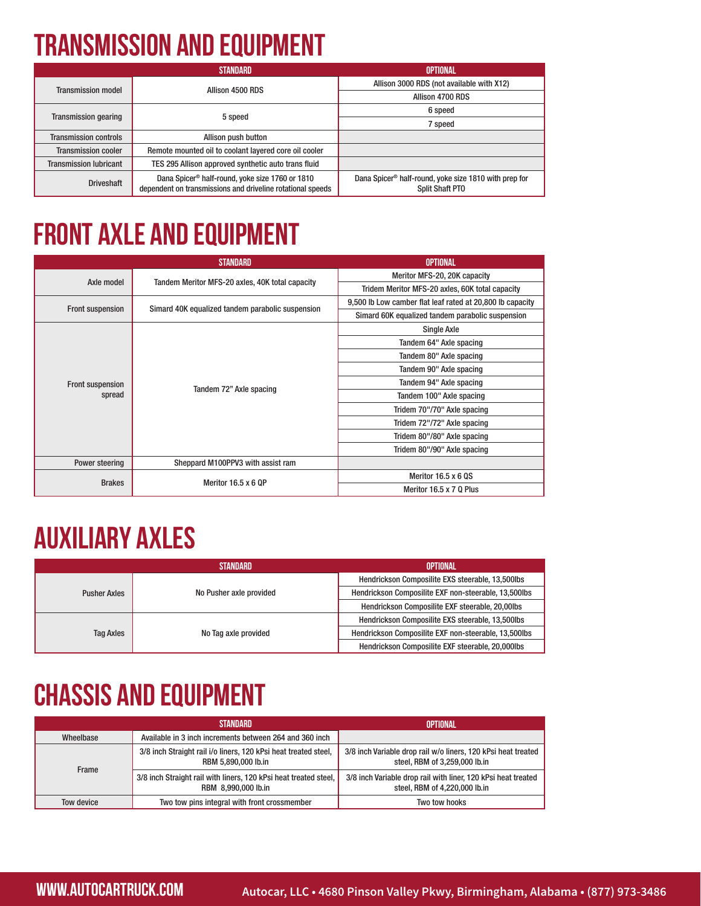# TRANSMISSION AND EQUIPMENT

| | STANDARD | OPTIONAL |
|---|---|---|
| Transmission model | Allison 4500 RDS | Allison 3000 RDS (not available with X12) |
| | | Allison 4700 RDS |
| Transmission gearing | 5 speed | 6 speed |
| | | 7 speed |
| Transmission controls | Allison push button | |
| Transmission cooler | Remote mounted oil to coolant layered core oil cooler | |
| Transmission lubricant | TES 295 Allison approved synthetic auto trans fluid | |
| Driveshaft | Dana Spicer® half-round, yoke size 1760 or 1810 dependent on transmissions and driveline rotational speeds | Dana Spicer® half-round, yoke size 1810 with prep for Split Shaft PTO |

# FRONT AXLE AND EQUIPMENT

| | STANDARD | OPTIONAL |
|---|---|---|
| Axle model | Tandem Meritor MFS-20 axles, 40K total capacity | Meritor MFS-20, 20K capacity |
| | | Tridem Meritor MFS-20 axles, 60K total capacity |
| Front suspension | Simard 40K equalized tandem parabolic suspension | 9,500 lb Low camber flat leaf rated at 20,800 lb capacity |
| | | Simard 60K equalized tandem parabolic suspension |
| Front suspension spread | Tandem 72" Axle spacing | Single Axle |
| | | Tandem 64" Axle spacing |
| | | Tandem 80" Axle spacing |
| | | Tandem 90" Axle spacing |
| | | Tandem 94" Axle spacing |
| | | Tandem 100" Axle spacing |
| | | Tridem 70"/70" Axle spacing |
| | | Tridem 72"/72" Axle spacing |
| | | Tridem 80"/80" Axle spacing |
| | | Tridem 80"/90" Axle spacing |
| Power steering | Sheppard M100PPV3 with assist ram | |
| Brakes | Meritor 16.5 x 6 QP | Meritor 16.5 x 6 QS |
| | | Meritor 16.5 x 7 Q Plus |

# AUXILIARY AXLES

| | STANDARD | OPTIONAL |
|---|---|---|
| Pusher Axles | No Pusher axle provided | Hendrickson Composilite EXS steerable, 13,500lbs |
| | | Hendrickson Composilite EXF non-steerable, 13,500lbs |
| | | Hendrickson Composilite EXF steerable, 20,00lbs |
| Tag Axles | No Tag axle provided | Hendrickson Composilite EXS steerable, 13,500lbs |
| | | Hendrickson Composilite EXF non-steerable, 13,500lbs |
| | | Hendrickson Composilite EXF steerable, 20,000lbs |

# CHASSIS AND EQUIPMENT

| | STANDARD | OPTIONAL |
|---|---|---|
| Wheelbase | Available in 3 inch increments between 264 and 360 inch | |
| Frame | 3/8 inch Straight rail i/o liners, 120 kPsi heat treated steel, RBM 5,890,000 lb.in | 3/8 inch Variable drop rail w/o liners, 120 kPsi heat treated steel, RBM of 3,259,000 lb.in |
| | 3/8 inch Straight rail with liners, 120 kPsi heat treated steel, RBM 8,990,000 lb.in | 3/8 inch Variable drop rail with liner, 120 kPsi heat treated steel, RBM of 4,220,000 lb.in |
| Tow device | Two tow pins integral with front crossmember | Two tow hooks |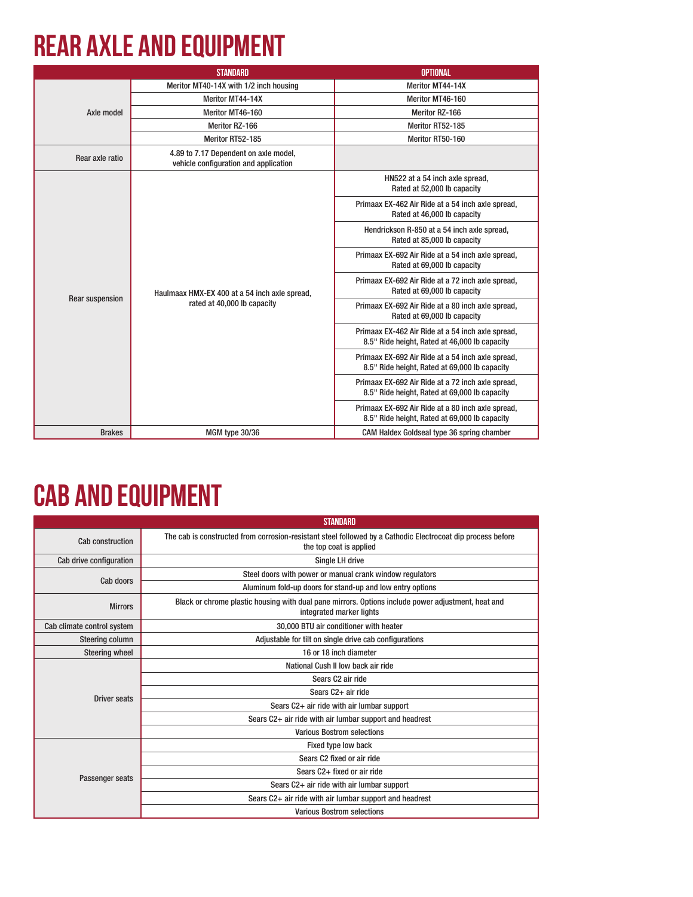# REAR AXLE AND EQUIPMENT

| | STANDARD | OPTIONAL |
|---|---|---|
| Axle model | Meritor MT40-14X with 1/2 inch housing | Meritor MT44-14X |
| | Meritor MT44-14X | Meritor MT46-160 |
| | Meritor MT46-160 | Meritor RZ-166 |
| | Meritor RZ-166 | Meritor RT52-185 |
| | Meritor RT52-185 | Meritor RT50-160 |
| Rear axle ratio | 4.89 to 7.17 Dependent on axle model, vehicle configuration and application | |
| Rear suspension | Haulmaax HMX-EX 400 at a 54 inch axle spread, rated at 40,000 lb capacity | HN522 at a 54 inch axle spread, Rated at 52,000 lb capacity |
| | | Primaax EX-462 Air Ride at a 54 inch axle spread, Rated at 46,000 lb capacity |
| | | Hendrickson R-850 at a 54 inch axle spread, Rated at 85,000 lb capacity |
| | | Primaax EX-692 Air Ride at a 54 inch axle spread, Rated at 69,000 lb capacity |
| | | Primaax EX-692 Air Ride at a 72 inch axle spread, Rated at 69,000 lb capacity |
| | | Primaax EX-692 Air Ride at a 80 inch axle spread, Rated at 69,000 lb capacity |
| | | Primaax EX-462 Air Ride at a 54 inch axle spread, 8.5" Ride height, Rated at 46,000 lb capacity |
| | | Primaax EX-692 Air Ride at a 54 inch axle spread, 8.5" Ride height, Rated at 69,000 lb capacity |
| | | Primaax EX-692 Air Ride at a 72 inch axle spread, 8.5" Ride height, Rated at 69,000 lb capacity |
| | | Primaax EX-692 Air Ride at a 80 inch axle spread, 8.5" Ride height, Rated at 69,000 lb capacity |
| Brakes | MGM type 30/36 | CAM Haldex Goldseal type 36 spring chamber |

# CAB AND EQUIPMENT

| | STANDARD |
|---|---|
| Cab construction | The cab is constructed from corrosion-resistant steel followed by a Cathodic Electrocoat dip process before the top coat is applied |
| Cab drive configuration | Single LH drive |
| Cab doors | Steel doors with power or manual crank window regulators |
| | Aluminum fold-up doors for stand-up and low entry options |
| Mirrors | Black or chrome plastic housing with dual pane mirrors. Options include power adjustment, heat and integrated marker lights |
| Cab climate control system | 30,000 BTU air conditioner with heater |
| Steering column | Adjustable for tilt on single drive cab configurations |
| Steering wheel | 16 or 18 inch diameter |
| Driver seats | National Cush II low back air ride |
| | Sears C2 air ride |
| | Sears C2+ air ride |
| | Sears C2+ air ride with air lumbar support |
| | Sears C2+ air ride with air lumbar support and headrest |
| | Various Bostrom selections |
| Passenger seats | Fixed type low back |
| | Sears C2 fixed or air ride |
| | Sears C2+ fixed or air ride |
| | Sears C2+ air ride with air lumbar support |
| | Sears C2+ air ride with air lumbar support and headrest |
| | Various Bostrom selections |